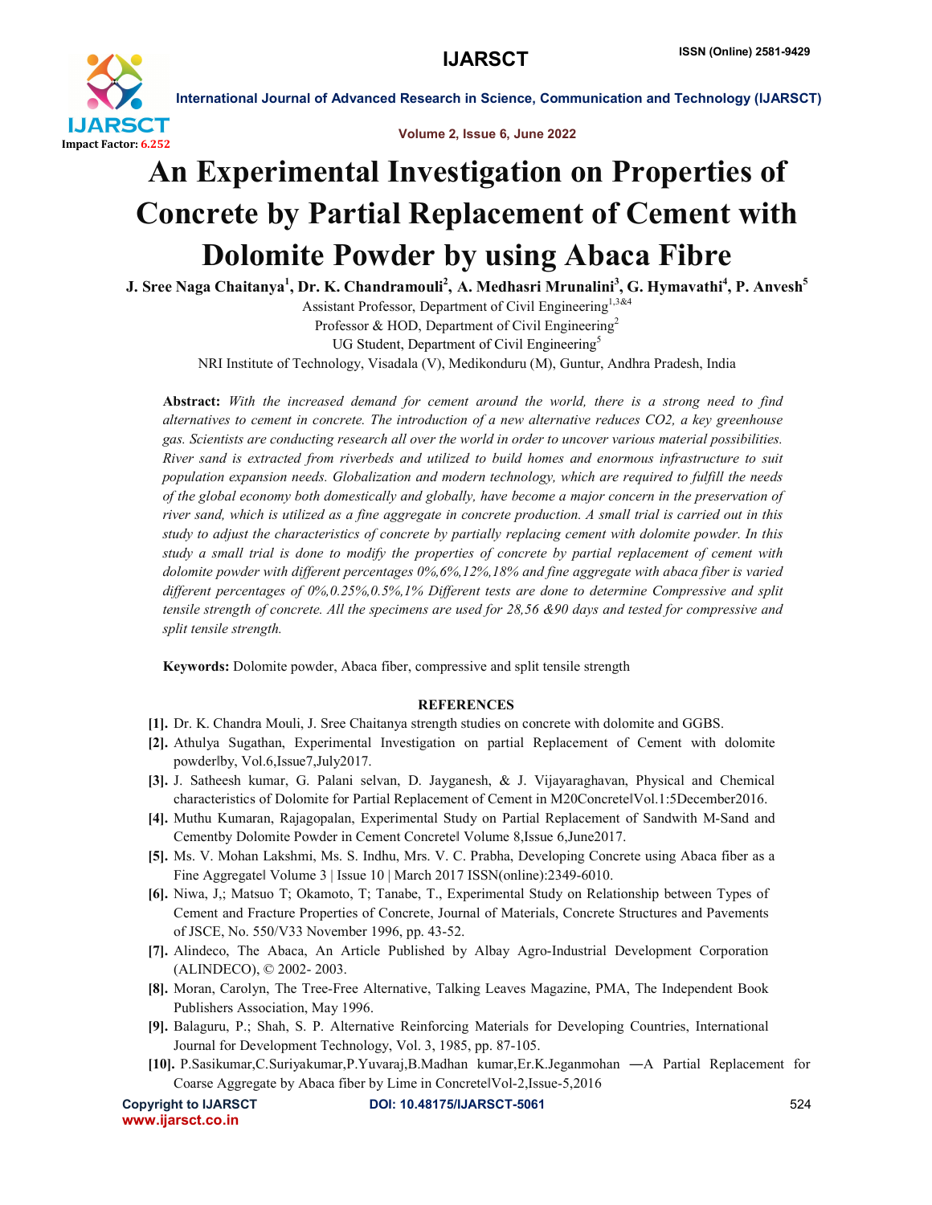# An Experimental Investigation on Properties of Concrete by Partial Replacement of Cement with Dolomite Powder by using Abaca Fibre

**J. Sree Naga Chaitanya[1], Dr. K. Chandramouli[2], A. Medhasri Mrunalini[3], G. Hymavathi[4], P. Anvesh[5]**

Assistant Professor, Department of Civil Engineering[1,3&4]

Professor & HOD, Department of Civil Engineering[2]

UG Student, Department of Civil Engineering[5]

NRI Institute of Technology, Visadala (V), Medikonduru (M), Guntur, Andhra Pradesh, India

**Abstract:** *With the increased demand for cement around the world, there is a strong need to find alternatives to cement in concrete. The introduction of a new alternative reduces CO2, a key greenhouse gas. Scientists are conducting research all over the world in order to uncover various material possibilities. River sand is extracted from riverbeds and utilized to build homes and enormous infrastructure to suit population expansion needs. Globalization and modern technology, which are required to fulfill the needs of the global economy both domestically and globally, have become a major concern in the preservation of river sand, which is utilized as a fine aggregate in concrete production. A small trial is carried out in this study to adjust the characteristics of concrete by partially replacing cement with dolomite powder. In this study a small trial is done to modify the properties of concrete by partial replacement of cement with dolomite powder with different percentages 0%,6%,12%,18% and fine aggregate with abaca fiber is varied different percentages of 0%,0.25%,0.5%,1% Different tests are done to determine Compressive and split tensile strength of concrete. All the specimens are used for 28,56 &90 days and tested for compressive and split tensile strength.*

**Keywords:** Dolomite powder, Abaca fiber, compressive and split tensile strength

## REFERENCES

**[1].** Dr. K. Chandra Mouli, J. Sree Chaitanya strength studies on concrete with dolomite and GGBS.

**[2].** Athulya Sugathan, Experimental Investigation on partial Replacement of Cement with dolomite powder‖by, Vol.6,Issue7,July2017.

**[3].** J. Satheesh kumar, G. Palani selvan, D. Jayganesh, & J. Vijayaraghavan, Physical and Chemical characteristics of Dolomite for Partial Replacement of Cement in M20Concrete‖Vol.1:5December2016.

**[4].** Muthu Kumaran, Rajagopalan, Experimental Study on Partial Replacement of Sandwith M-Sand and Cementby Dolomite Powder in Cement Concrete‖ Volume 8,Issue 6,June2017.

**[5].** Ms. V. Mohan Lakshmi, Ms. S. Indhu, Mrs. V. C. Prabha, Developing Concrete using Abaca fiber as a Fine Aggregate‖ Volume 3 | Issue 10 | March 2017 ISSN(online):2349-6010.

**[6].** Niwa, J,; Matsuo T; Okamoto, T; Tanabe, T., Experimental Study on Relationship between Types of Cement and Fracture Properties of Concrete, Journal of Materials, Concrete Structures and Pavements of JSCE, No. 550/V33 November 1996, pp. 43-52.

**[7].** Alindeco, The Abaca, An Article Published by Albay Agro-Industrial Development Corporation (ALINDECO), © 2002- 2003.

**[8].** Moran, Carolyn, The Tree-Free Alternative, Talking Leaves Magazine, PMA, The Independent Book Publishers Association, May 1996.

**[9].** Balaguru, P.; Shah, S. P. Alternative Reinforcing Materials for Developing Countries, International Journal for Development Technology, Vol. 3, 1985, pp. 87-105.

**[10].** P.Sasikumar,C.Suriyakumar,P.Yuvaraj,B.Madhan kumar,Er.K.Jeganmohan ―A Partial Replacement for Coarse Aggregate by Abaca fiber by Lime in Concrete‖Vol-2,Issue-5,2016